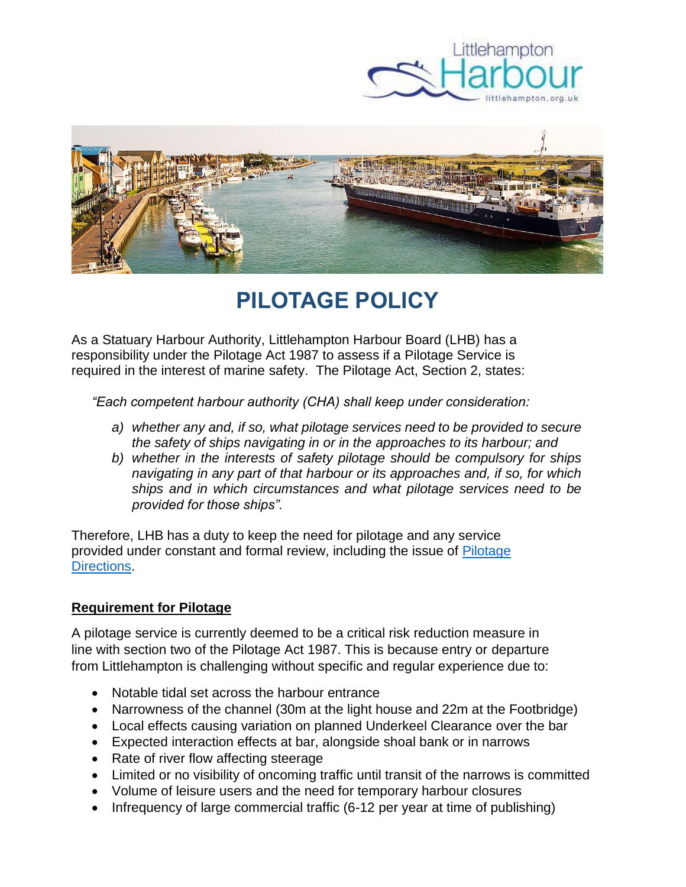# PILOTAGE POLICY

As a Statuary Harbour Authority, Littlehampton Harbour Board (LHB) has a responsibility under the Pilotage Act 1987 to assess if a Pilotage Service is required in the interest of marine safety. The Pilotage Act, Section 2, states:

*"Each competent harbour authority (CHA) shall keep under consideration:*

*a) whether any and, if so, what pilotage services need to be provided to secure the safety of ships navigating in or in the approaches to its harbour; and*

*b) whether in the interests of safety pilotage should be compulsory for ships navigating in any part of that harbour or its approaches and, if so, for which ships and in which circumstances and what pilotage services need to be provided for those ships".*

Therefore, LHB has a duty to keep the need for pilotage and any service provided under constant and formal review, including the issue of Pilotage Directions.

## Requirement for Pilotage

A pilotage service is currently deemed to be a critical risk reduction measure in line with section two of the Pilotage Act 1987. This is because entry or departure from Littlehampton is challenging without specific and regular experience due to:

- Notable tidal set across the harbour entrance
- Narrowness of the channel (30m at the light house and 22m at the Footbridge)
- Local effects causing variation on planned Underkeel Clearance over the bar
- Expected interaction effects at bar, alongside shoal bank or in narrows
- Rate of river flow affecting steerage
- Limited or no visibility of oncoming traffic until transit of the narrows is committed
- Volume of leisure users and the need for temporary harbour closures
- Infrequency of large commercial traffic (6-12 per year at time of publishing)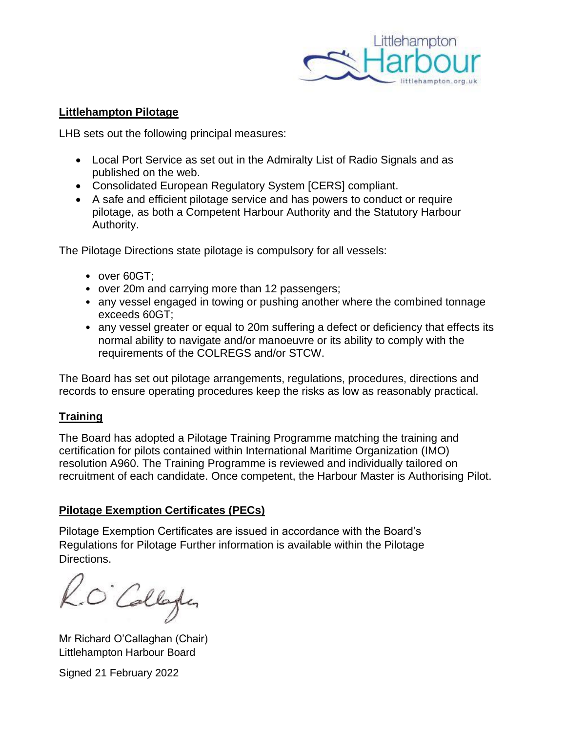## Littlehampton Pilotage

LHB sets out the following principal measures:

- Local Port Service as set out in the Admiralty List of Radio Signals and as published on the web.
- Consolidated European Regulatory System [CERS] compliant.
- A safe and efficient pilotage service and has powers to conduct or require pilotage, as both a Competent Harbour Authority and the Statutory Harbour Authority.

The Pilotage Directions state pilotage is compulsory for all vessels:

- over 60GT;
- over 20m and carrying more than 12 passengers;
- any vessel engaged in towing or pushing another where the combined tonnage exceeds 60GT;
- any vessel greater or equal to 20m suffering a defect or deficiency that effects its normal ability to navigate and/or manoeuvre or its ability to comply with the requirements of the COLREGS and/or STCW.

The Board has set out pilotage arrangements, regulations, procedures, directions and records to ensure operating procedures keep the risks as low as reasonably practical.

## Training

The Board has adopted a Pilotage Training Programme matching the training and certification for pilots contained within International Maritime Organization (IMO) resolution A960. The Training Programme is reviewed and individually tailored on recruitment of each candidate. Once competent, the Harbour Master is Authorising Pilot.

## Pilotage Exemption Certificates (PECs)

Pilotage Exemption Certificates are issued in accordance with the Board's Regulations for Pilotage Further information is available within the Pilotage Directions.

Mr Richard O'Callaghan (Chair)
Littlehampton Harbour Board

Signed 21 February 2022